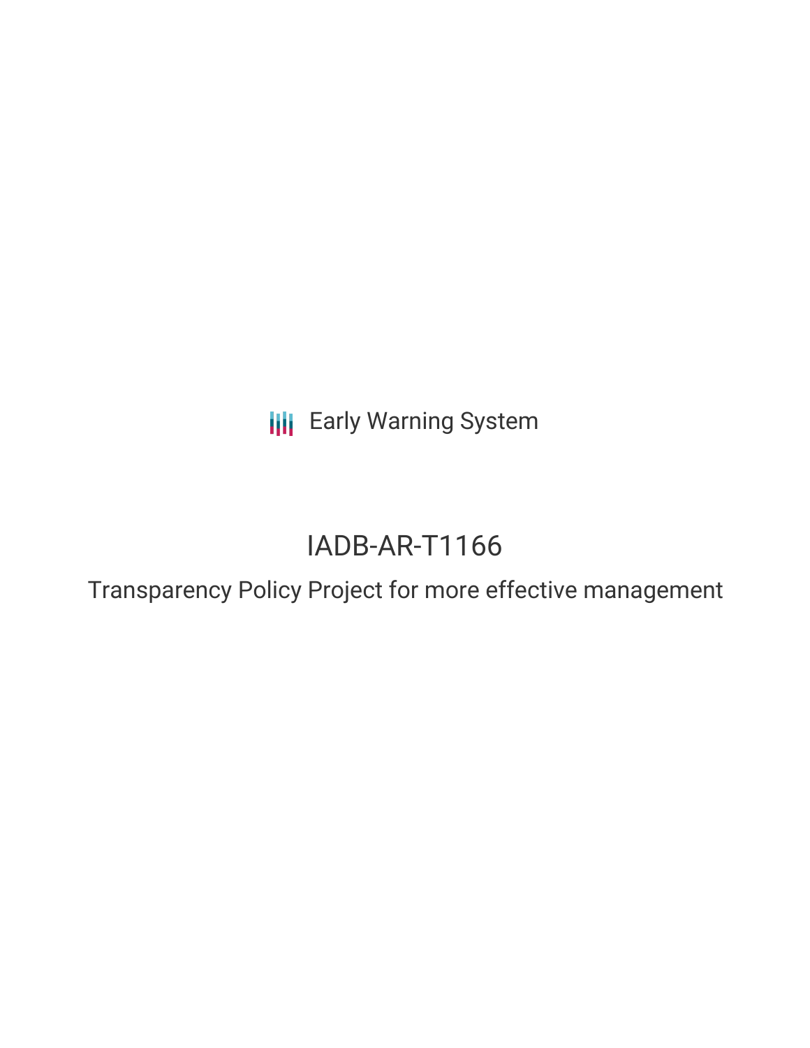Early Warning System

# IADB-AR-T1166

## Transparency Policy Project for more effective management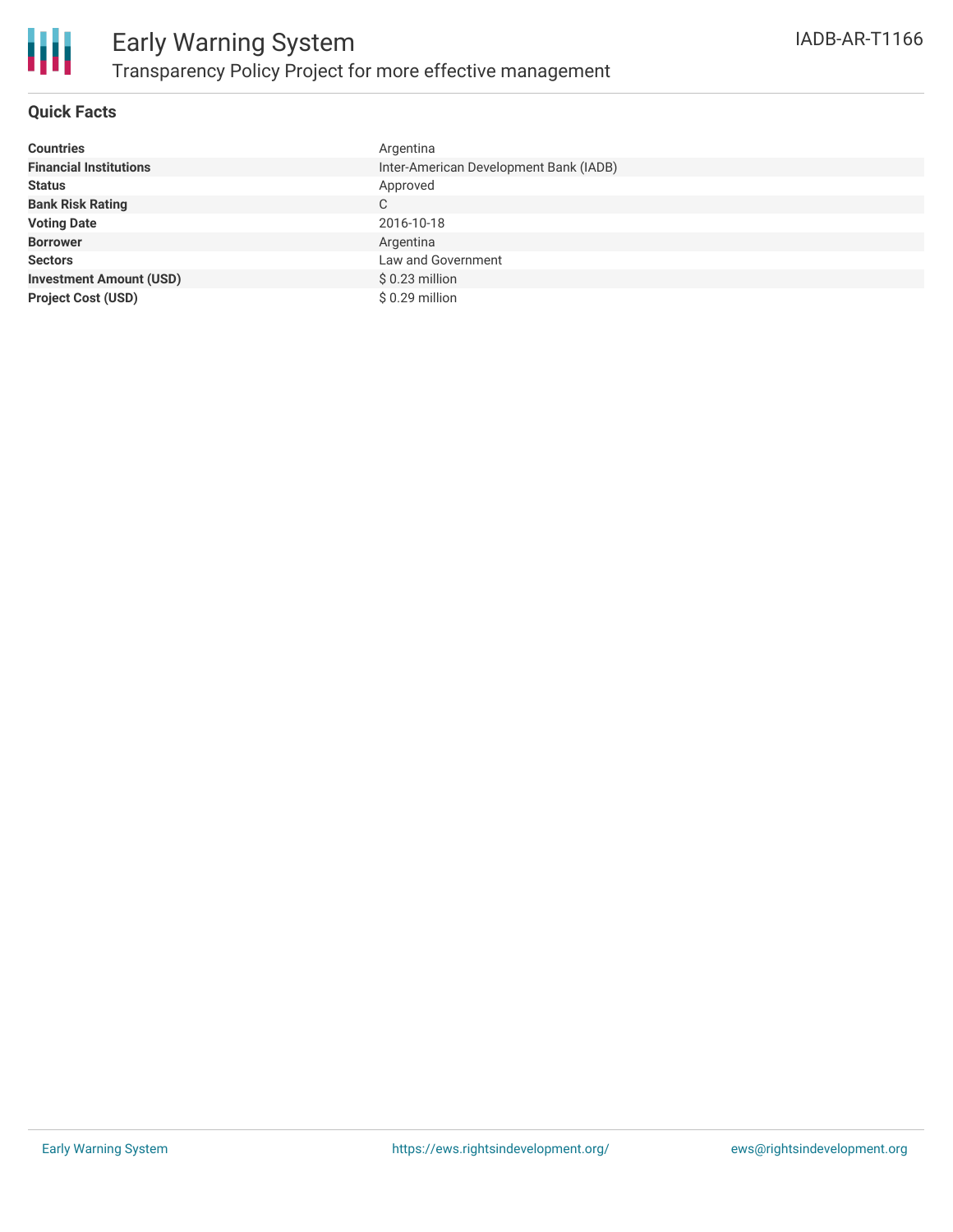# Early Warning System

## Transparency Policy Project for more effective management

IADB-AR-T1166

### Quick Facts

| | |
|---|---|
| **Countries** | Argentina |
| **Financial Institutions** | Inter-American Development Bank (IADB) |
| **Status** | Approved |
| **Bank Risk Rating** | C |
| **Voting Date** | 2016-10-18 |
| **Borrower** | Argentina |
| **Sectors** | Law and Government |
| **Investment Amount (USD)** | $ 0.23 million |
| **Project Cost (USD)** | $ 0.29 million |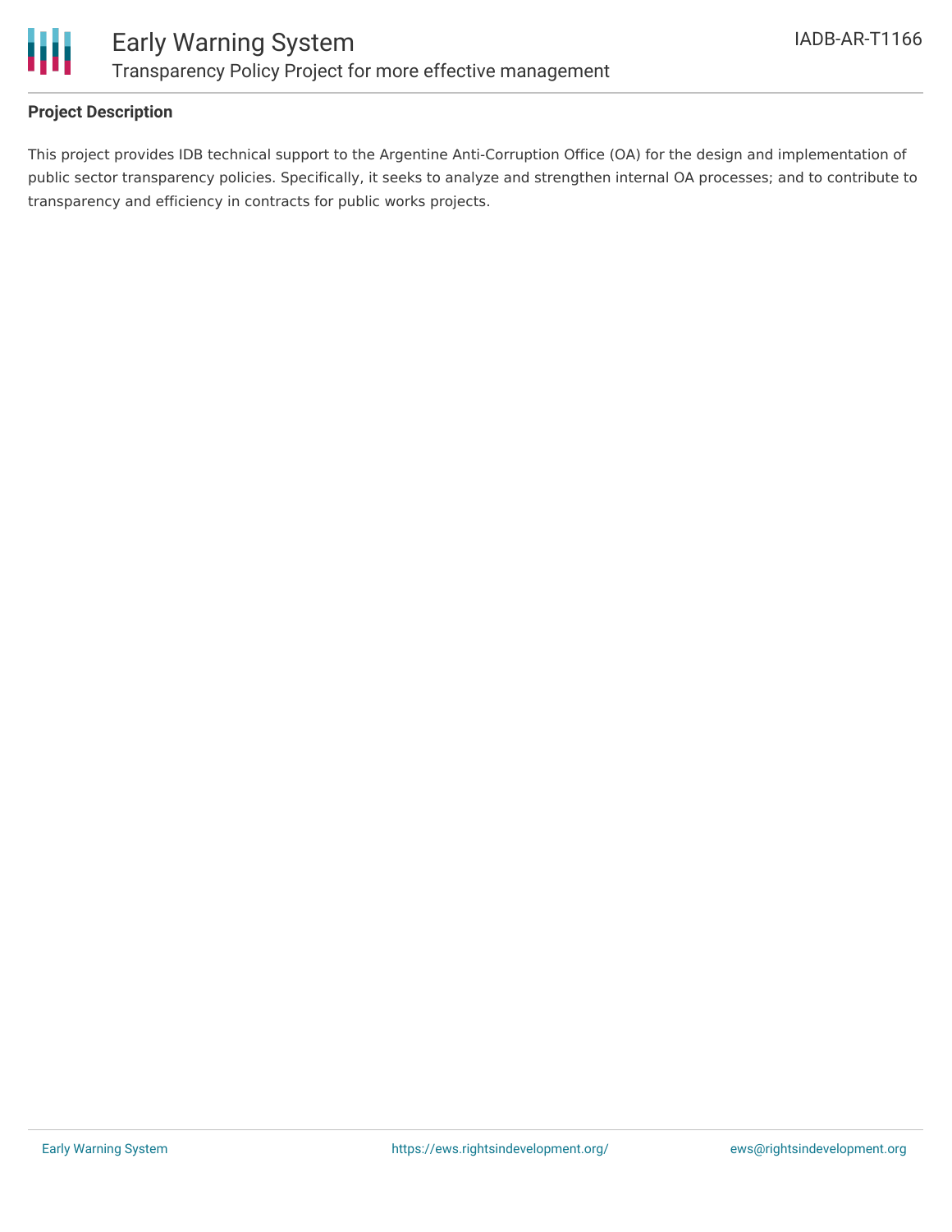## Project Description

This project provides IDB technical support to the Argentine Anti-Corruption Office (OA) for the design and implementation of public sector transparency policies. Specifically, it seeks to analyze and strengthen internal OA processes; and to contribute to transparency and efficiency in contracts for public works projects.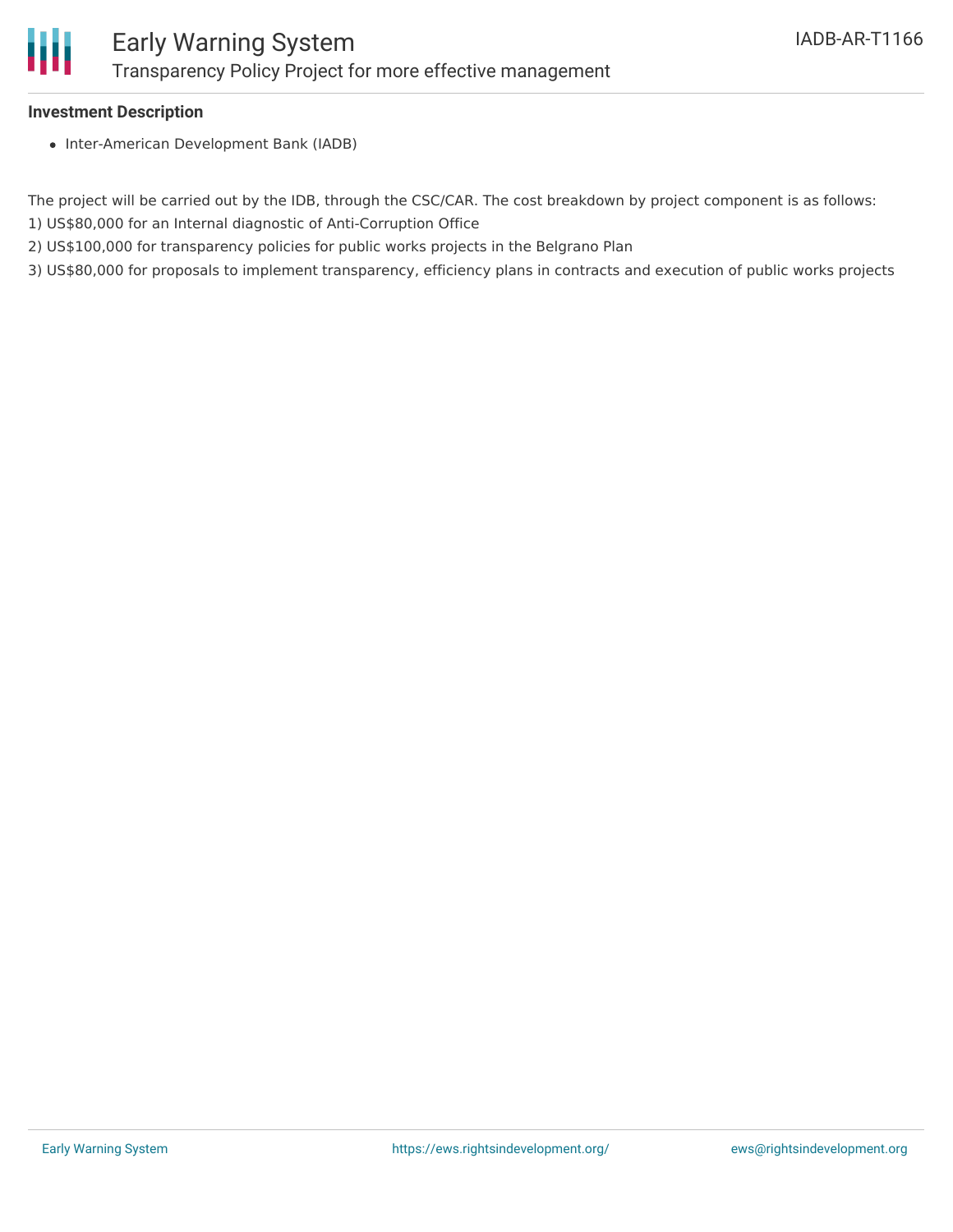**Investment Description**

- Inter-American Development Bank (IADB)

The project will be carried out by the IDB, through the CSC/CAR. The cost breakdown by project component is as follows:
1) US$80,000 for an Internal diagnostic of Anti-Corruption Office
2) US$100,000 for transparency policies for public works projects in the Belgrano Plan
3) US$80,000 for proposals to implement transparency, efficiency plans in contracts and execution of public works projects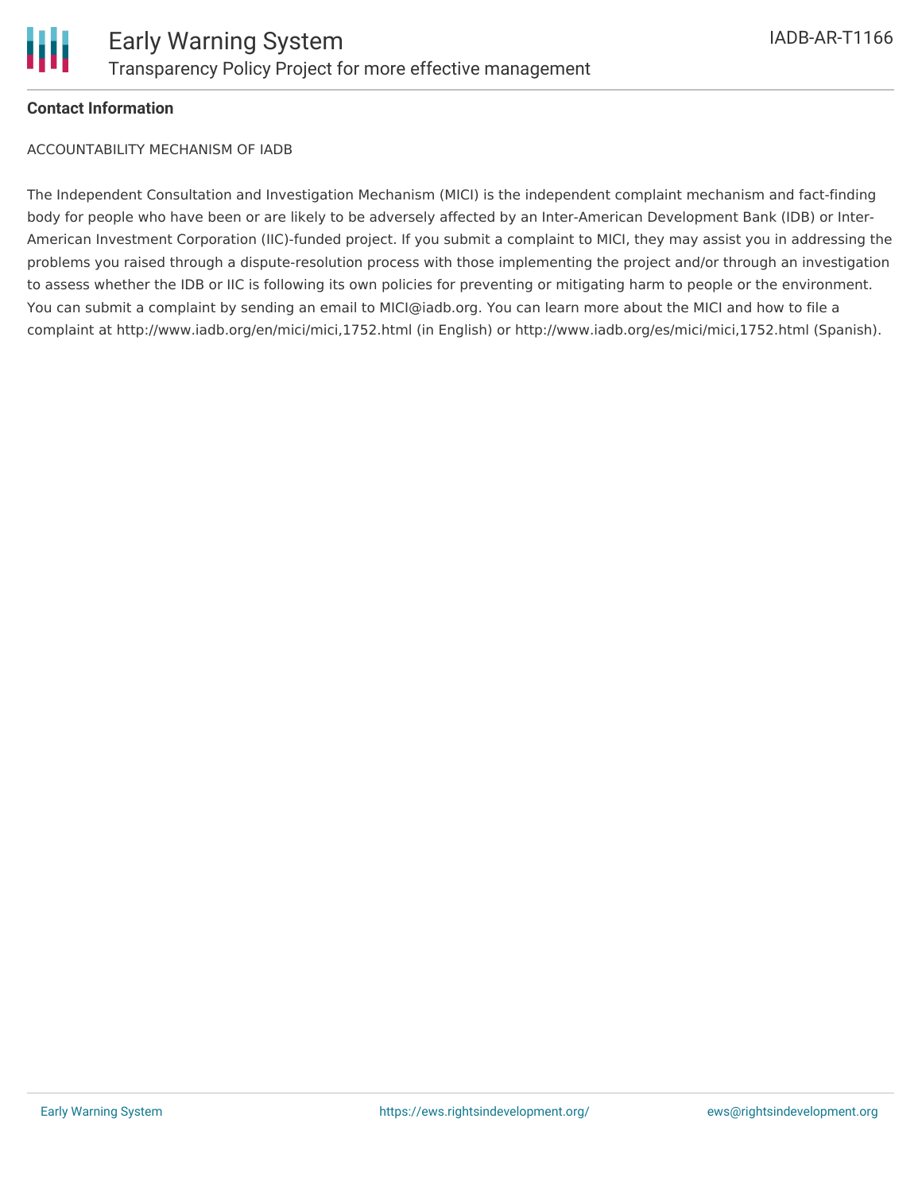**Contact Information**

ACCOUNTABILITY MECHANISM OF IADB

The Independent Consultation and Investigation Mechanism (MICI) is the independent complaint mechanism and fact-finding body for people who have been or are likely to be adversely affected by an Inter-American Development Bank (IDB) or Inter-American Investment Corporation (IIC)-funded project. If you submit a complaint to MICI, they may assist you in addressing the problems you raised through a dispute-resolution process with those implementing the project and/or through an investigation to assess whether the IDB or IIC is following its own policies for preventing or mitigating harm to people or the environment. You can submit a complaint by sending an email to MICI@iadb.org. You can learn more about the MICI and how to file a complaint at http://www.iadb.org/en/mici/mici,1752.html (in English) or http://www.iadb.org/es/mici/mici,1752.html (Spanish).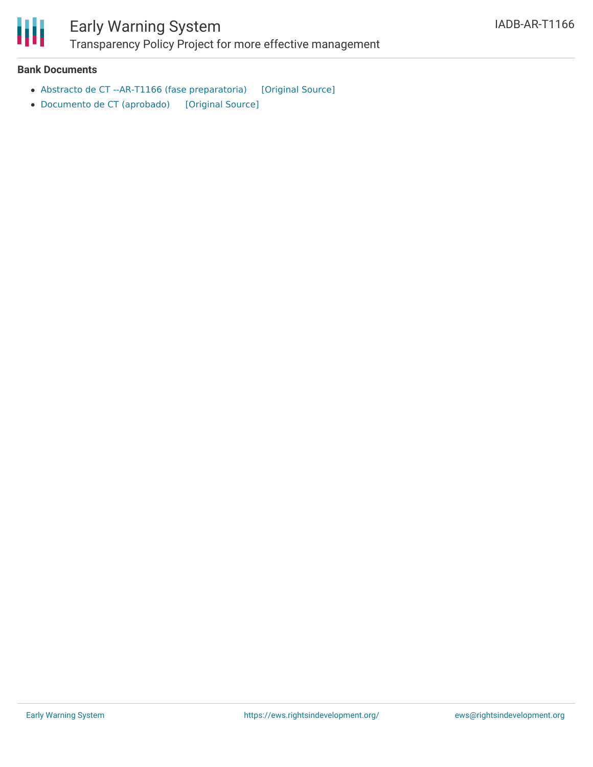### Bank Documents

- Abstracto de CT --AR-T1166 (fase preparatoria) [Original Source]
- Documento de CT (aprobado) [Original Source]